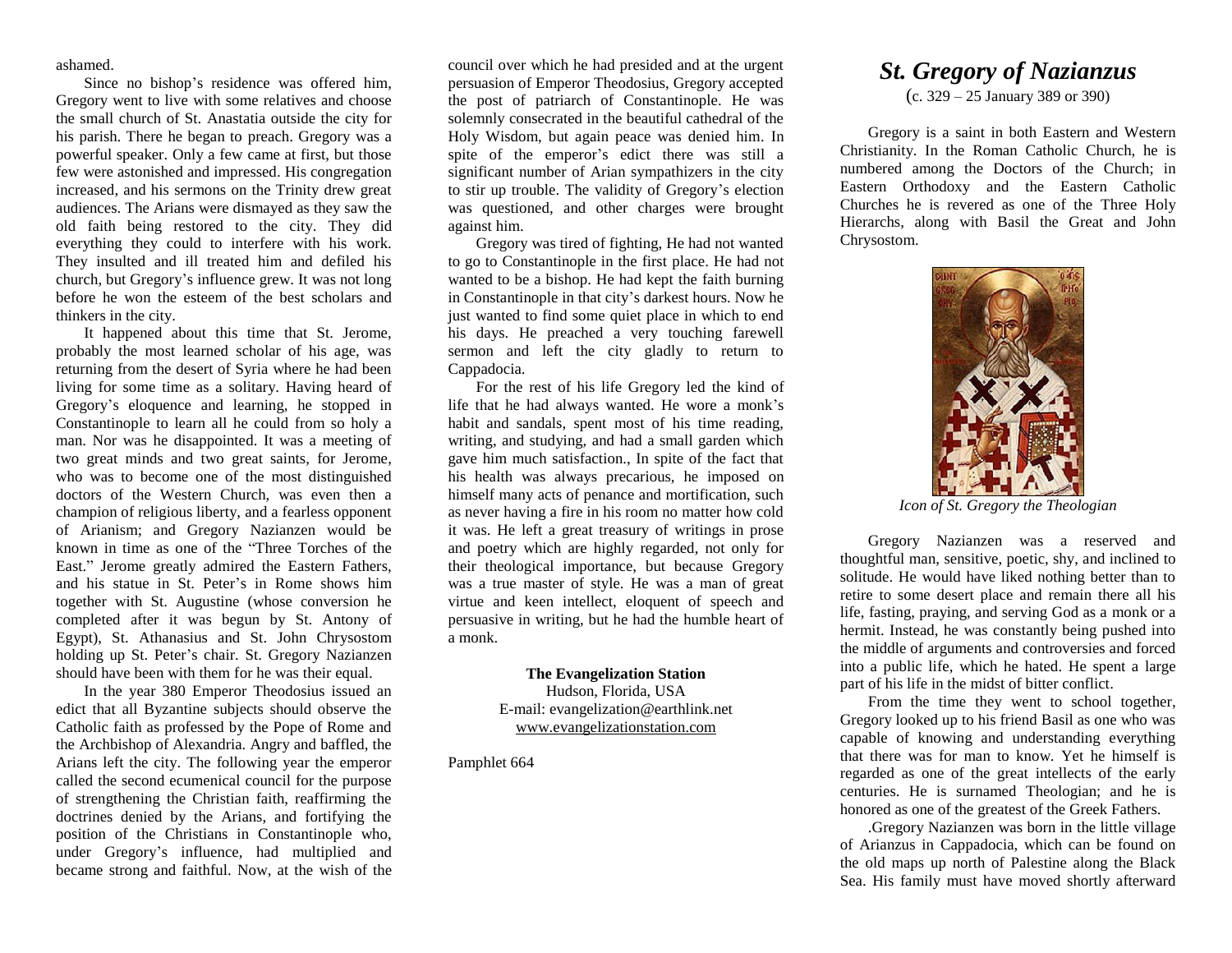ashamed.

Since no bishop's residence was offered him, Gregory went to live with some relatives and choose the small church of St. Anastatia outside the city for his parish. There he began to preach. Gregory was a powerful speaker. Only a few came at first, but those few were astonished and impressed. His congregation increased, and his sermons on the Trinity drew great audiences. The Arians were dismayed as they saw the old faith being restored to the city. They did everything they could to interfere with his work. They insulted and ill treated him and defiled his church, but Gregory's influence grew. It was not long before he won the esteem of the best scholars and thinkers in the city.

It happened about this time that St. Jerome, probably the most learned scholar of his age, was returning from the desert of Syria where he had been living for some time as a solitary. Having heard of Gregory's eloquence and learning, he stopped in Constantinople to learn all he could from so holy a man. Nor was he disappointed. It was a meeting of two great minds and two great saints, for Jerome, who was to become one of the most distinguished doctors of the Western Church, was even then a champion of religious liberty, and a fearless opponent of Arianism; and Gregory Nazianzen would be known in time as one of the "Three Torches of the East." Jerome greatly admired the Eastern Fathers, and his statue in St. Peter's in Rome shows him together with St. Augustine (whose conversion he completed after it was begun by St. Antony of Egypt), St. Athanasius and St. John Chrysostom holding up St. Peter's chair. St. Gregory Nazianzen should have been with them for he was their equal.

In the year 380 Emperor Theodosius issued an edict that all Byzantine subjects should observe the Catholic faith as professed by the Pope of Rome and the Archbishop of Alexandria. Angry and baffled, the Arians left the city. The following year the emperor called the second ecumenical council for the purpose of strengthening the Christian faith, reaffirming the doctrines denied by the Arians, and fortifying the position of the Christians in Constantinople who, under Gregory's influence, had multiplied and became strong and faithful. Now, at the wish of the council over which he had presided and at the urgent persuasion of Emperor Theodosius, Gregory accepted the post of patriarch of Constantinople. He was solemnly consecrated in the beautiful cathedral of the Holy Wisdom, but again peace was denied him. In spite of the emperor's edict there was still a significant number of Arian sympathizers in the city to stir up trouble. The validity of Gregory's election was questioned, and other charges were brought against him.

Gregory was tired of fighting, He had not wanted to go to Constantinople in the first place. He had not wanted to be a bishop. He had kept the faith burning in Constantinople in that city's darkest hours. Now he just wanted to find some quiet place in which to end his days. He preached a very touching farewell sermon and left the city gladly to return to Cappadocia.

For the rest of his life Gregory led the kind of life that he had always wanted. He wore a monk's habit and sandals, spent most of his time reading, writing, and studying, and had a small garden which gave him much satisfaction., In spite of the fact that his health was always precarious, he imposed on himself many acts of penance and mortification, such as never having a fire in his room no matter how cold it was. He left a great treasury of writings in prose and poetry which are highly regarded, not only for their theological importance, but because Gregory was a true master of style. He was a man of great virtue and keen intellect, eloquent of speech and persuasive in writing, but he had the humble heart of a monk.

**The Evangelization Station**
Hudson, Florida, USA
E-mail: evangelization@earthlink.net
www.evangelizationstation.com

Pamphlet 664

# *St. Gregory of Nazianzus*

(c. 329 – 25 January 389 or 390)

Gregory is a saint in both Eastern and Western Christianity. In the Roman Catholic Church, he is numbered among the Doctors of the Church; in Eastern Orthodoxy and the Eastern Catholic Churches he is revered as one of the Three Holy Hierarchs, along with Basil the Great and John Chrysostom.

*Icon of St. Gregory the Theologian*

Gregory Nazianzen was a reserved and thoughtful man, sensitive, poetic, shy, and inclined to solitude. He would have liked nothing better than to retire to some desert place and remain there all his life, fasting, praying, and serving God as a monk or a hermit. Instead, he was constantly being pushed into the middle of arguments and controversies and forced into a public life, which he hated. He spent a large part of his life in the midst of bitter conflict.

From the time they went to school together, Gregory looked up to his friend Basil as one who was capable of knowing and understanding everything that there was for man to know. Yet he himself is regarded as one of the great intellects of the early centuries. He is surnamed Theologian; and he is honored as one of the greatest of the Greek Fathers.

.Gregory Nazianzen was born in the little village of Arianzus in Cappadocia, which can be found on the old maps up north of Palestine along the Black Sea. His family must have moved shortly afterward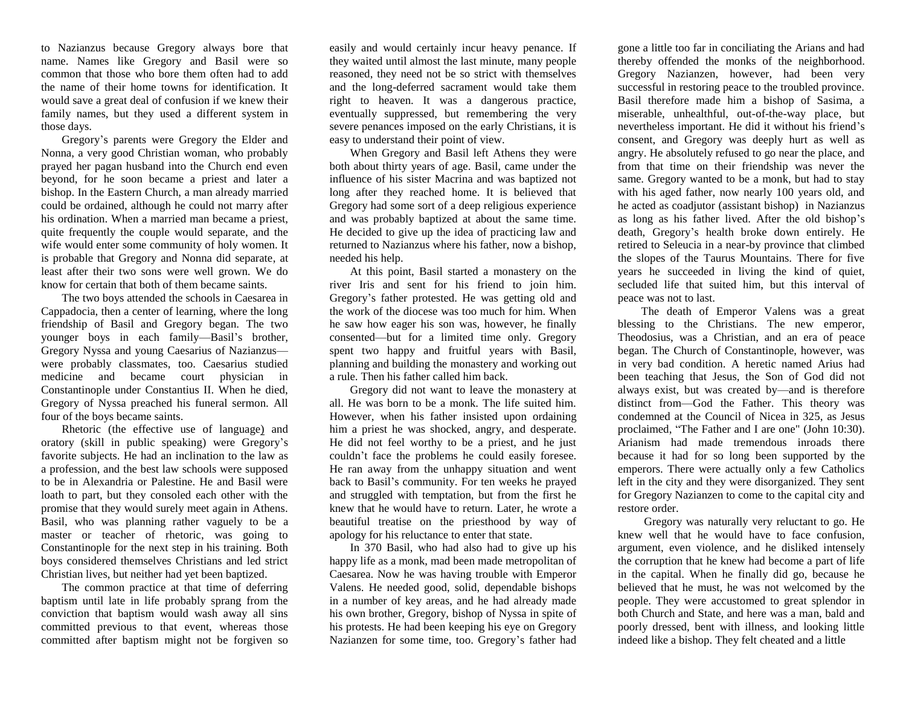to Nazianzus because Gregory always bore that name. Names like Gregory and Basil were so common that those who bore them often had to add the name of their home towns for identification. It would save a great deal of confusion if we knew their family names, but they used a different system in those days.

Gregory's parents were Gregory the Elder and Nonna, a very good Christian woman, who probably prayed her pagan husband into the Church end even beyond, for he soon became a priest and later a bishop. In the Eastern Church, a man already married could be ordained, although he could not marry after his ordination. When a married man became a priest, quite frequently the couple would separate, and the wife would enter some community of holy women. It is probable that Gregory and Nonna did separate, at least after their two sons were well grown. We do know for certain that both of them became saints.

The two boys attended the schools in Caesarea in Cappadocia, then a center of learning, where the long friendship of Basil and Gregory began. The two younger boys in each family—Basil's brother, Gregory Nyssa and young Caesarius of Nazianzus—were probably classmates, too. Caesarius studied medicine and became court physician in Constantinople under Constantius II. When he died, Gregory of Nyssa preached his funeral sermon. All four of the boys became saints.

Rhetoric (the effective use of language) and oratory (skill in public speaking) were Gregory's favorite subjects. He had an inclination to the law as a profession, and the best law schools were supposed to be in Alexandria or Palestine. He and Basil were loath to part, but they consoled each other with the promise that they would surely meet again in Athens. Basil, who was planning rather vaguely to be a master or teacher of rhetoric, was going to Constantinople for the next step in his training. Both boys considered themselves Christians and led strict Christian lives, but neither had yet been baptized.

The common practice at that time of deferring baptism until late in life probably sprang from the conviction that baptism would wash away all sins committed previous to that event, whereas those committed after baptism might not be forgiven so easily and would certainly incur heavy penance. If they waited until almost the last minute, many people reasoned, they need not be so strict with themselves and the long-deferred sacrament would take them right to heaven. It was a dangerous practice, eventually suppressed, but remembering the very severe penances imposed on the early Christians, it is easy to understand their point of view.

When Gregory and Basil left Athens they were both about thirty years of age. Basil, came under the influence of his sister Macrina and was baptized not long after they reached home. It is believed that Gregory had some sort of a deep religious experience and was probably baptized at about the same time. He decided to give up the idea of practicing law and returned to Nazianzus where his father, now a bishop, needed his help.

At this point, Basil started a monastery on the river Iris and sent for his friend to join him. Gregory's father protested. He was getting old and the work of the diocese was too much for him. When he saw how eager his son was, however, he finally consented—but for a limited time only. Gregory spent two happy and fruitful years with Basil, planning and building the monastery and working out a rule. Then his father called him back.

Gregory did not want to leave the monastery at all. He was born to be a monk. The life suited him. However, when his father insisted upon ordaining him a priest he was shocked, angry, and desperate. He did not feel worthy to be a priest, and he just couldn't face the problems he could easily foresee. He ran away from the unhappy situation and went back to Basil's community. For ten weeks he prayed and struggled with temptation, but from the first he knew that he would have to return. Later, he wrote a beautiful treatise on the priesthood by way of apology for his reluctance to enter that state.

In 370 Basil, who had also had to give up his happy life as a monk, mad been made metropolitan of Caesarea. Now he was having trouble with Emperor Valens. He needed good, solid, dependable bishops in a number of key areas, and he had already made his own brother, Gregory, bishop of Nyssa in spite of his protests. He had been keeping his eye on Gregory Nazianzen for some time, too. Gregory's father had gone a little too far in conciliating the Arians and had thereby offended the monks of the neighborhood. Gregory Nazianzen, however, had been very successful in restoring peace to the troubled province. Basil therefore made him a bishop of Sasima, a miserable, unhealthful, out-of-the-way place, but nevertheless important. He did it without his friend's consent, and Gregory was deeply hurt as well as angry. He absolutely refused to go near the place, and from that time on their friendship was never the same. Gregory wanted to be a monk, but had to stay with his aged father, now nearly 100 years old, and he acted as coadjutor (assistant bishop) in Nazianzus as long as his father lived. After the old bishop's death, Gregory's health broke down entirely. He retired to Seleucia in a near-by province that climbed the slopes of the Taurus Mountains. There for five years he succeeded in living the kind of quiet, secluded life that suited him, but this interval of peace was not to last.

The death of Emperor Valens was a great blessing to the Christians. The new emperor, Theodosius, was a Christian, and an era of peace began. The Church of Constantinople, however, was in very bad condition. A heretic named Arius had been teaching that Jesus, the Son of God did not always exist, but was created by—and is therefore distinct from—God the Father. This theory was condemned at the Council of Nicea in 325, as Jesus proclaimed, "The Father and I are one" (John 10:30). Arianism had made tremendous inroads there because it had for so long been supported by the emperors. There were actually only a few Catholics left in the city and they were disorganized. They sent for Gregory Nazianzen to come to the capital city and restore order.

Gregory was naturally very reluctant to go. He knew well that he would have to face confusion, argument, even violence, and he disliked intensely the corruption that he knew had become a part of life in the capital. When he finally did go, because he believed that he must, he was not welcomed by the people. They were accustomed to great splendor in both Church and State, and here was a man, bald and poorly dressed, bent with illness, and looking little indeed like a bishop. They felt cheated and a little